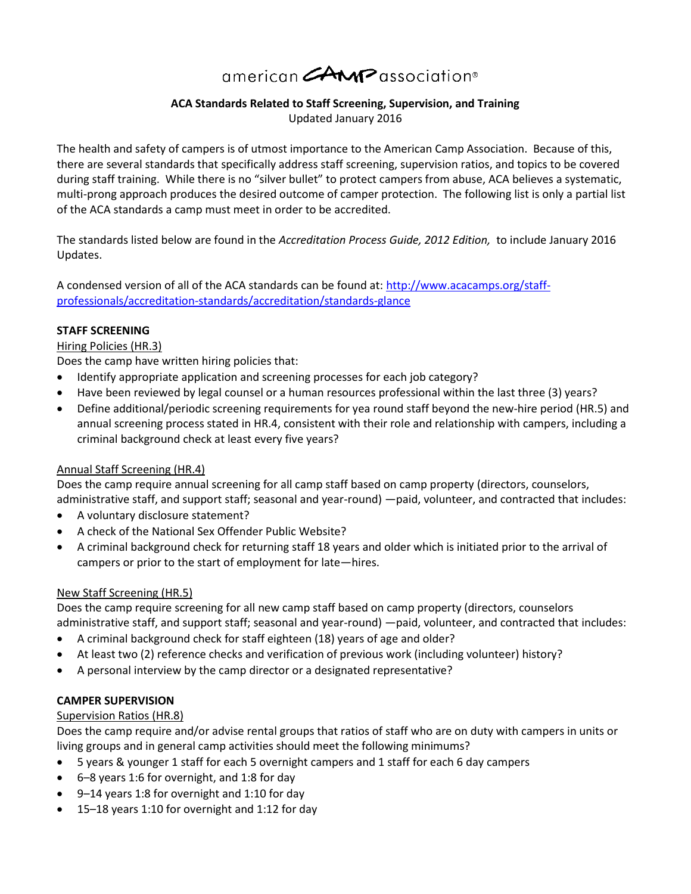american CAMP association®

# ACA Standards Related to Staff Screening, Supervision, and Training

Updated January 2016

The health and safety of campers is of utmost importance to the American Camp Association. Because of this, there are several standards that specifically address staff screening, supervision ratios, and topics to be covered during staff training. While there is no "silver bullet" to protect campers from abuse, ACA believes a systematic, multi-prong approach produces the desired outcome of camper protection. The following list is only a partial list of the ACA standards a camp must meet in order to be accredited.

The standards listed below are found in the *Accreditation Process Guide, 2012 Edition,* to include January 2016 Updates.

A condensed version of all of the ACA standards can be found at: [http://www.acacamps.org/staff-professionals/accreditation-standards/accreditation/standards-glance](http://www.acacamps.org/staff-professionals/accreditation-standards/accreditation/standards-glance)

## STAFF SCREENING

Hiring Policies (HR.3)

Does the camp have written hiring policies that:

- Identify appropriate application and screening processes for each job category?
- Have been reviewed by legal counsel or a human resources professional within the last three (3) years?
- Define additional/periodic screening requirements for yea round staff beyond the new-hire period (HR.5) and annual screening process stated in HR.4, consistent with their role and relationship with campers, including a criminal background check at least every five years?

Annual Staff Screening (HR.4)

Does the camp require annual screening for all camp staff based on camp property (directors, counselors, administrative staff, and support staff; seasonal and year-round) —paid, volunteer, and contracted that includes:

- A voluntary disclosure statement?
- A check of the National Sex Offender Public Website?
- A criminal background check for returning staff 18 years and older which is initiated prior to the arrival of campers or prior to the start of employment for late—hires.

New Staff Screening (HR.5)

Does the camp require screening for all new camp staff based on camp property (directors, counselors administrative staff, and support staff; seasonal and year-round) —paid, volunteer, and contracted that includes:

- A criminal background check for staff eighteen (18) years of age and older?
- At least two (2) reference checks and verification of previous work (including volunteer) history?
- A personal interview by the camp director or a designated representative?

## CAMPER SUPERVISION

Supervision Ratios (HR.8)

Does the camp require and/or advise rental groups that ratios of staff who are on duty with campers in units or living groups and in general camp activities should meet the following minimums?

- 5 years & younger 1 staff for each 5 overnight campers and 1 staff for each 6 day campers
- 6–8 years 1:6 for overnight, and 1:8 for day
- 9–14 years 1:8 for overnight and 1:10 for day
- 15–18 years 1:10 for overnight and 1:12 for day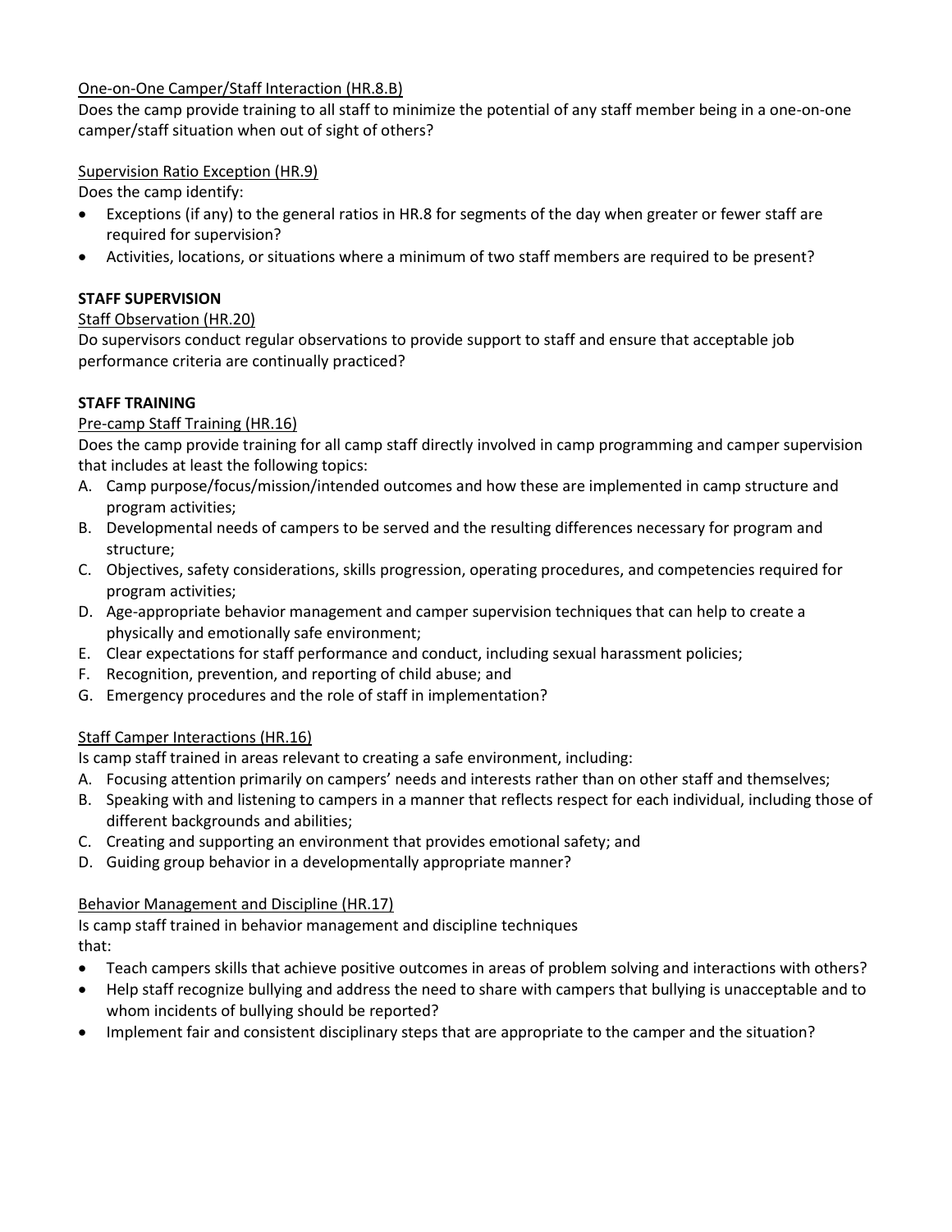One-on-One Camper/Staff Interaction (HR.8.B)

Does the camp provide training to all staff to minimize the potential of any staff member being in a one-on-one camper/staff situation when out of sight of others?

Supervision Ratio Exception (HR.9)

Does the camp identify:

- Exceptions (if any) to the general ratios in HR.8 for segments of the day when greater or fewer staff are required for supervision?
- Activities, locations, or situations where a minimum of two staff members are required to be present?

**STAFF SUPERVISION**

Staff Observation (HR.20)

Do supervisors conduct regular observations to provide support to staff and ensure that acceptable job performance criteria are continually practiced?

**STAFF TRAINING**

Pre-camp Staff Training (HR.16)

Does the camp provide training for all camp staff directly involved in camp programming and camper supervision that includes at least the following topics:

A. Camp purpose/focus/mission/intended outcomes and how these are implemented in camp structure and program activities;
B. Developmental needs of campers to be served and the resulting differences necessary for program and structure;
C. Objectives, safety considerations, skills progression, operating procedures, and competencies required for program activities;
D. Age-appropriate behavior management and camper supervision techniques that can help to create a physically and emotionally safe environment;
E. Clear expectations for staff performance and conduct, including sexual harassment policies;
F. Recognition, prevention, and reporting of child abuse; and
G. Emergency procedures and the role of staff in implementation?

Staff Camper Interactions (HR.16)

Is camp staff trained in areas relevant to creating a safe environment, including:

A. Focusing attention primarily on campers' needs and interests rather than on other staff and themselves;
B. Speaking with and listening to campers in a manner that reflects respect for each individual, including those of different backgrounds and abilities;
C. Creating and supporting an environment that provides emotional safety; and
D. Guiding group behavior in a developmentally appropriate manner?

Behavior Management and Discipline (HR.17)

Is camp staff trained in behavior management and discipline techniques that:

- Teach campers skills that achieve positive outcomes in areas of problem solving and interactions with others?
- Help staff recognize bullying and address the need to share with campers that bullying is unacceptable and to whom incidents of bullying should be reported?
- Implement fair and consistent disciplinary steps that are appropriate to the camper and the situation?